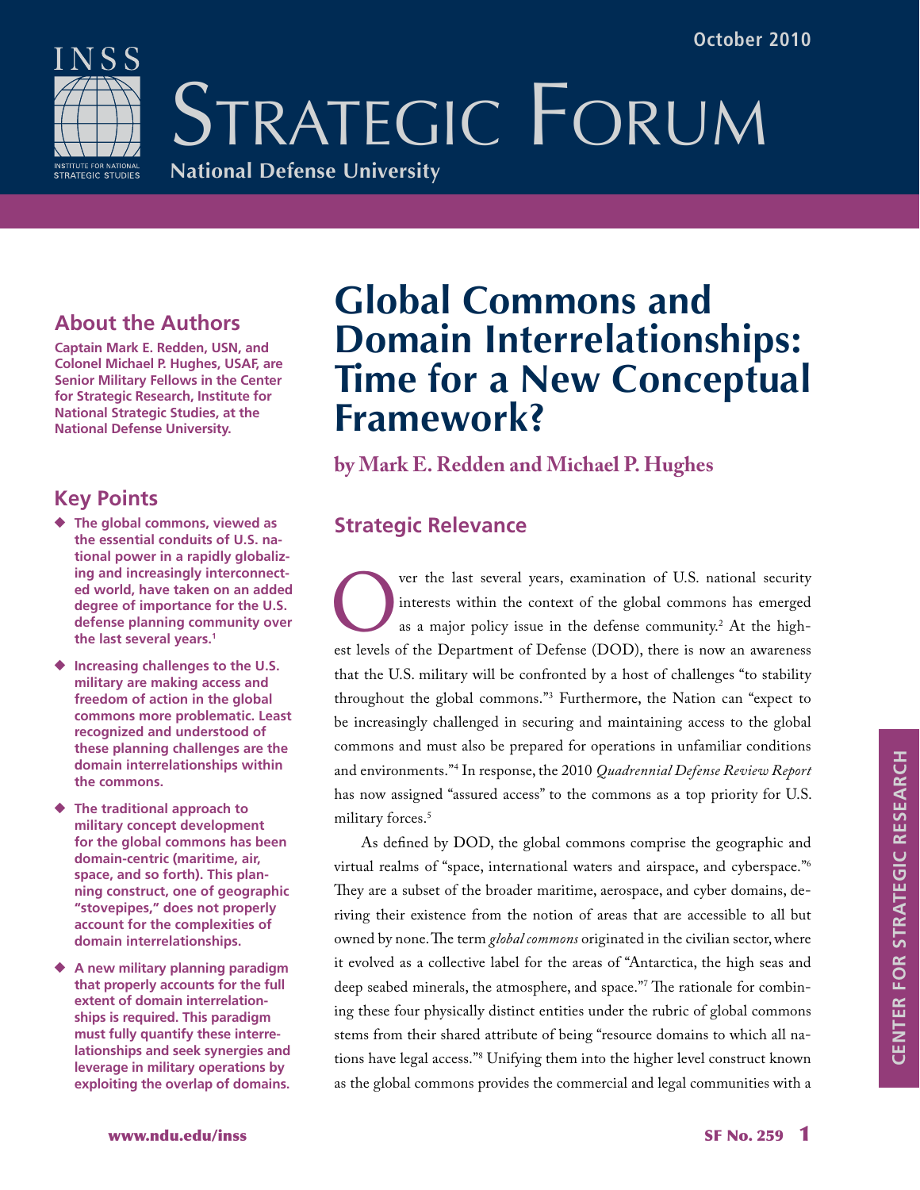October 2010

# Strategic Forum

National Defense University

# Global Commons and Domain Interrelationships: Time for a New Conceptual Framework?

**by Mark E. Redden and Michael P. Hughes**

## About the Authors

**Captain Mark E. Redden, USN, and Colonel Michael P. Hughes, USAF, are Senior Military Fellows in the Center for Strategic Research, Institute for National Strategic Studies, at the National Defense University.**

## Key Points

- **The global commons, viewed as the essential conduits of U.S. national power in a rapidly globalizing and increasingly interconnected world, have taken on an added degree of importance for the U.S. defense planning community over the last several years.[1]**
- **Increasing challenges to the U.S. military are making access and freedom of action in the global commons more problematic. Least recognized and understood of these planning challenges are the domain interrelationships within the commons.**
- **The traditional approach to military concept development for the global commons has been domain-centric (maritime, air, space, and so forth). This planning construct, one of geographic "stovepipes," does not properly account for the complexities of domain interrelationships.**
- **A new military planning paradigm that properly accounts for the full extent of domain interrelationships is required. This paradigm must fully quantify these interrelationships and seek synergies and leverage in military operations by exploiting the overlap of domains.**

## Strategic Relevance

Over the last several years, examination of U.S. national security interests within the context of the global commons has emerged as a major policy issue in the defense community.[2] At the highest levels of the Department of Defense (DOD), there is now an awareness that the U.S. military will be confronted by a host of challenges "to stability throughout the global commons."[3] Furthermore, the Nation can "expect to be increasingly challenged in securing and maintaining access to the global commons and must also be prepared for operations in unfamiliar conditions and environments."[4] In response, the 2010 *Quadrennial Defense Review Report* has now assigned "assured access" to the commons as a top priority for U.S. military forces.[5]

As defined by DOD, the global commons comprise the geographic and virtual realms of "space, international waters and airspace, and cyberspace."[6] They are a subset of the broader maritime, aerospace, and cyber domains, deriving their existence from the notion of areas that are accessible to all but owned by none. The term *global commons* originated in the civilian sector, where it evolved as a collective label for the areas of "Antarctica, the high seas and deep seabed minerals, the atmosphere, and space."[7] The rationale for combining these four physically distinct entities under the rubric of global commons stems from their shared attribute of being "resource domains to which all nations have legal access."[8] Unifying them into the higher level construct known as the global commons provides the commercial and legal communities with a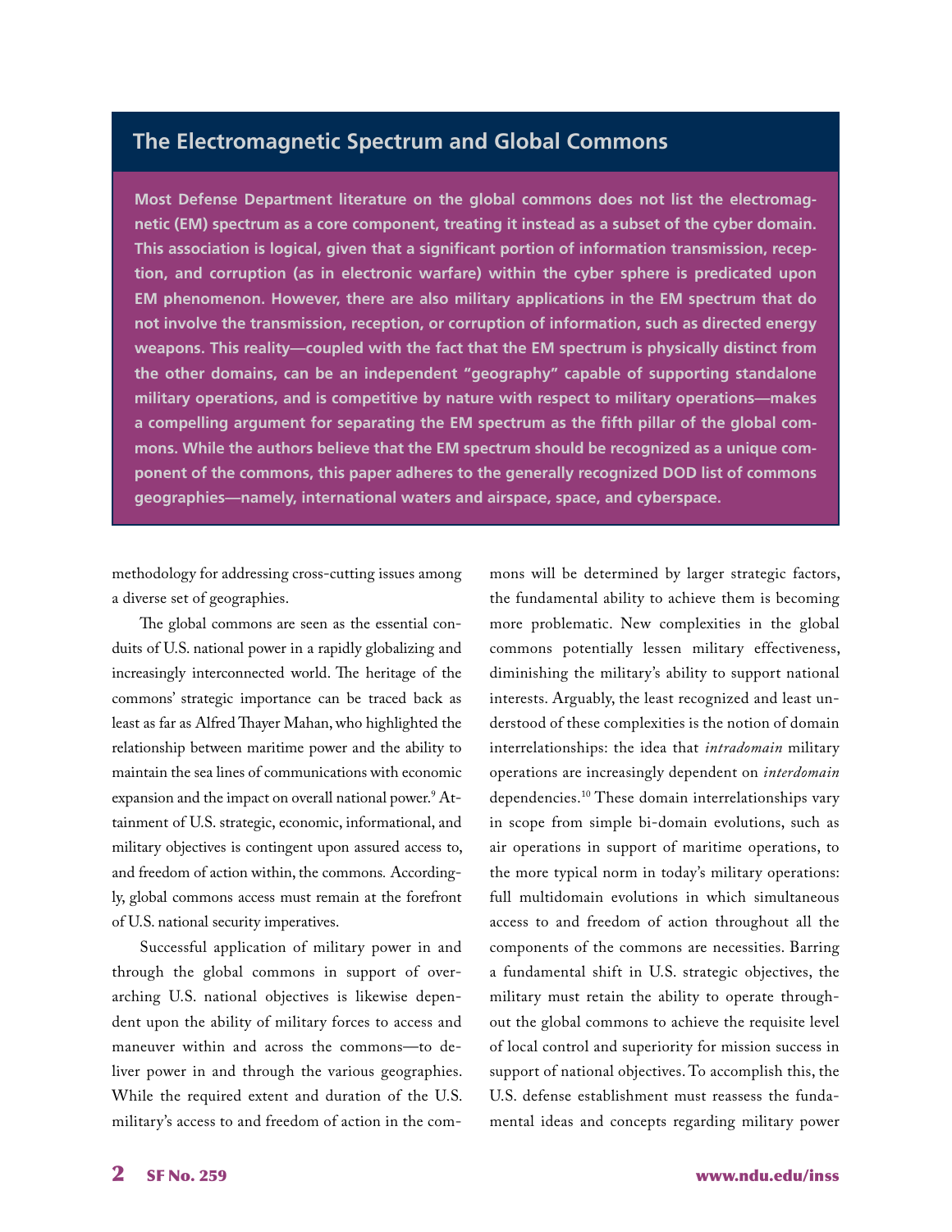## The Electromagnetic Spectrum and Global Commons

**Most Defense Department literature on the global commons does not list the electromagnetic (EM) spectrum as a core component, treating it instead as a subset of the cyber domain. This association is logical, given that a significant portion of information transmission, reception, and corruption (as in electronic warfare) within the cyber sphere is predicated upon EM phenomenon. However, there are also military applications in the EM spectrum that do not involve the transmission, reception, or corruption of information, such as directed energy weapons. This reality—coupled with the fact that the EM spectrum is physically distinct from the other domains, can be an independent "geography" capable of supporting standalone military operations, and is competitive by nature with respect to military operations—makes a compelling argument for separating the EM spectrum as the fifth pillar of the global commons. While the authors believe that the EM spectrum should be recognized as a unique component of the commons, this paper adheres to the generally recognized DOD list of commons geographies—namely, international waters and airspace, space, and cyberspace.**

methodology for addressing cross-cutting issues among a diverse set of geographies.

The global commons are seen as the essential conduits of U.S. national power in a rapidly globalizing and increasingly interconnected world. The heritage of the commons' strategic importance can be traced back as least as far as Alfred Thayer Mahan, who highlighted the relationship between maritime power and the ability to maintain the sea lines of communications with economic expansion and the impact on overall national power.[9] Attainment of U.S. strategic, economic, informational, and military objectives is contingent upon assured access to, and freedom of action within, the commons. Accordingly, global commons access must remain at the forefront of U.S. national security imperatives.

Successful application of military power in and through the global commons in support of overarching U.S. national objectives is likewise dependent upon the ability of military forces to access and maneuver within and across the commons—to deliver power in and through the various geographies. While the required extent and duration of the U.S. military's access to and freedom of action in the commons will be determined by larger strategic factors, the fundamental ability to achieve them is becoming more problematic. New complexities in the global commons potentially lessen military effectiveness, diminishing the military's ability to support national interests. Arguably, the least recognized and least understood of these complexities is the notion of domain interrelationships: the idea that *intradomain* military operations are increasingly dependent on *interdomain* dependencies.[10] These domain interrelationships vary in scope from simple bi-domain evolutions, such as air operations in support of maritime operations, to the more typical norm in today's military operations: full multidomain evolutions in which simultaneous access to and freedom of action throughout all the components of the commons are necessities. Barring a fundamental shift in U.S. strategic objectives, the military must retain the ability to operate throughout the global commons to achieve the requisite level of local control and superiority for mission success in support of national objectives. To accomplish this, the U.S. defense establishment must reassess the fundamental ideas and concepts regarding military power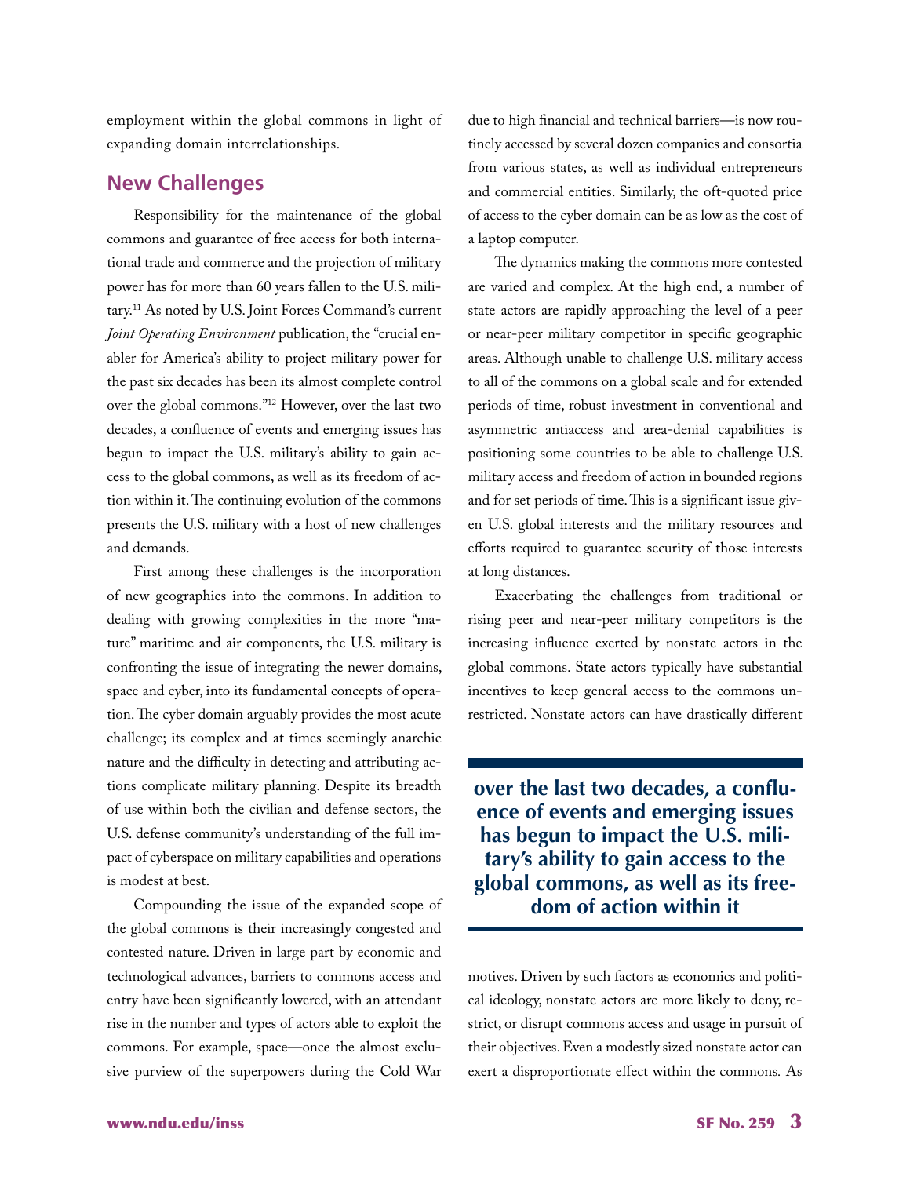employment within the global commons in light of expanding domain interrelationships.

## New Challenges

Responsibility for the maintenance of the global commons and guarantee of free access for both international trade and commerce and the projection of military power has for more than 60 years fallen to the U.S. military.[11] As noted by U.S. Joint Forces Command's current *Joint Operating Environment* publication, the "crucial enabler for America's ability to project military power for the past six decades has been its almost complete control over the global commons."[12] However, over the last two decades, a confluence of events and emerging issues has begun to impact the U.S. military's ability to gain access to the global commons, as well as its freedom of action within it. The continuing evolution of the commons presents the U.S. military with a host of new challenges and demands.

First among these challenges is the incorporation of new geographies into the commons. In addition to dealing with growing complexities in the more "mature" maritime and air components, the U.S. military is confronting the issue of integrating the newer domains, space and cyber, into its fundamental concepts of operation. The cyber domain arguably provides the most acute challenge; its complex and at times seemingly anarchic nature and the difficulty in detecting and attributing actions complicate military planning. Despite its breadth of use within both the civilian and defense sectors, the U.S. defense community's understanding of the full impact of cyberspace on military capabilities and operations is modest at best.

Compounding the issue of the expanded scope of the global commons is their increasingly congested and contested nature. Driven in large part by economic and technological advances, barriers to commons access and entry have been significantly lowered, with an attendant rise in the number and types of actors able to exploit the commons. For example, space—once the almost exclusive purview of the superpowers during the Cold War due to high financial and technical barriers—is now routinely accessed by several dozen companies and consortia from various states, as well as individual entrepreneurs and commercial entities. Similarly, the oft-quoted price of access to the cyber domain can be as low as the cost of a laptop computer.

The dynamics making the commons more contested are varied and complex. At the high end, a number of state actors are rapidly approaching the level of a peer or near-peer military competitor in specific geographic areas. Although unable to challenge U.S. military access to all of the commons on a global scale and for extended periods of time, robust investment in conventional and asymmetric antiaccess and area-denial capabilities is positioning some countries to be able to challenge U.S. military access and freedom of action in bounded regions and for set periods of time. This is a significant issue given U.S. global interests and the military resources and efforts required to guarantee security of those interests at long distances.

Exacerbating the challenges from traditional or rising peer and near-peer military competitors is the increasing influence exerted by nonstate actors in the global commons. State actors typically have substantial incentives to keep general access to the commons unrestricted. Nonstate actors can have drastically different motives. Driven by such factors as economics and political ideology, nonstate actors are more likely to deny, restrict, or disrupt commons access and usage in pursuit of their objectives. Even a modestly sized nonstate actor can exert a disproportionate effect within the commons. As

**over the last two decades, a confluence of events and emerging issues has begun to impact the U.S. military's ability to gain access to the global commons, as well as its freedom of action within it**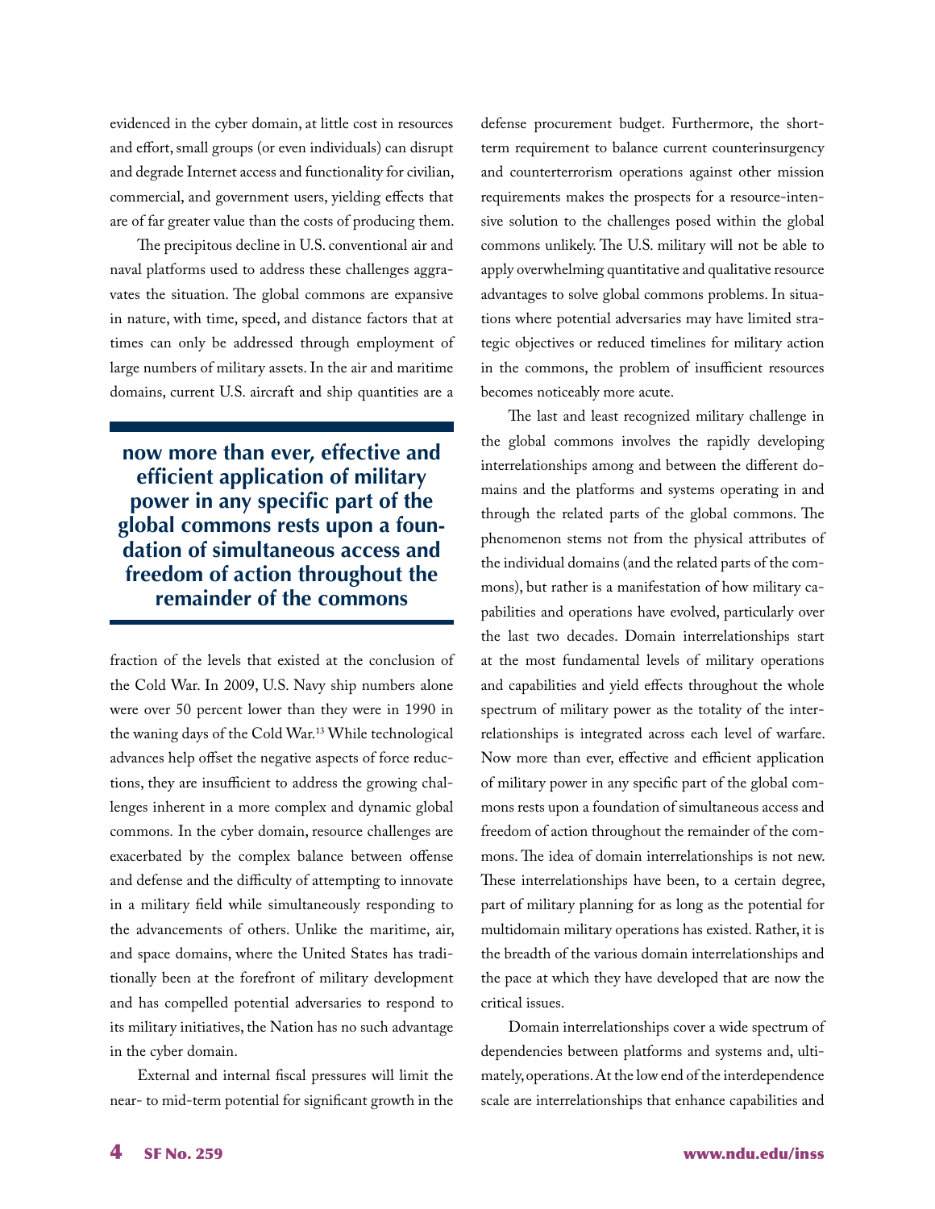evidenced in the cyber domain, at little cost in resources and effort, small groups (or even individuals) can disrupt and degrade Internet access and functionality for civilian, commercial, and government users, yielding effects that are of far greater value than the costs of producing them.

The precipitous decline in U.S. conventional air and naval platforms used to address these challenges aggravates the situation. The global commons are expansive in nature, with time, speed, and distance factors that at times can only be addressed through employment of large numbers of military assets. In the air and maritime domains, current U.S. aircraft and ship quantities are a fraction of the levels that existed at the conclusion of the Cold War. In 2009, U.S. Navy ship numbers alone were over 50 percent lower than they were in 1990 in the waning days of the Cold War.[13] While technological advances help offset the negative aspects of force reductions, they are insufficient to address the growing challenges inherent in a more complex and dynamic global commons. In the cyber domain, resource challenges are exacerbated by the complex balance between offense and defense and the difficulty of attempting to innovate in a military field while simultaneously responding to the advancements of others. Unlike the maritime, air, and space domains, where the United States has traditionally been at the forefront of military development and has compelled potential adversaries to respond to its military initiatives, the Nation has no such advantage in the cyber domain.

> **now more than ever, effective and efficient application of military power in any specific part of the global commons rests upon a foundation of simultaneous access and freedom of action throughout the remainder of the commons**

External and internal fiscal pressures will limit the near- to mid-term potential for significant growth in the defense procurement budget. Furthermore, the short-term requirement to balance current counterinsurgency and counterterrorism operations against other mission requirements makes the prospects for a resource-intensive solution to the challenges posed within the global commons unlikely. The U.S. military will not be able to apply overwhelming quantitative and qualitative resource advantages to solve global commons problems. In situations where potential adversaries may have limited strategic objectives or reduced timelines for military action in the commons, the problem of insufficient resources becomes noticeably more acute.

The last and least recognized military challenge in the global commons involves the rapidly developing interrelationships among and between the different domains and the platforms and systems operating in and through the related parts of the global commons. The phenomenon stems not from the physical attributes of the individual domains (and the related parts of the commons), but rather is a manifestation of how military capabilities and operations have evolved, particularly over the last two decades. Domain interrelationships start at the most fundamental levels of military operations and capabilities and yield effects throughout the whole spectrum of military power as the totality of the interrelationships is integrated across each level of warfare. Now more than ever, effective and efficient application of military power in any specific part of the global commons rests upon a foundation of simultaneous access and freedom of action throughout the remainder of the commons. The idea of domain interrelationships is not new. These interrelationships have been, to a certain degree, part of military planning for as long as the potential for multidomain military operations has existed. Rather, it is the breadth of the various domain interrelationships and the pace at which they have developed that are now the critical issues.

Domain interrelationships cover a wide spectrum of dependencies between platforms and systems and, ultimately, operations. At the low end of the interdependence scale are interrelationships that enhance capabilities and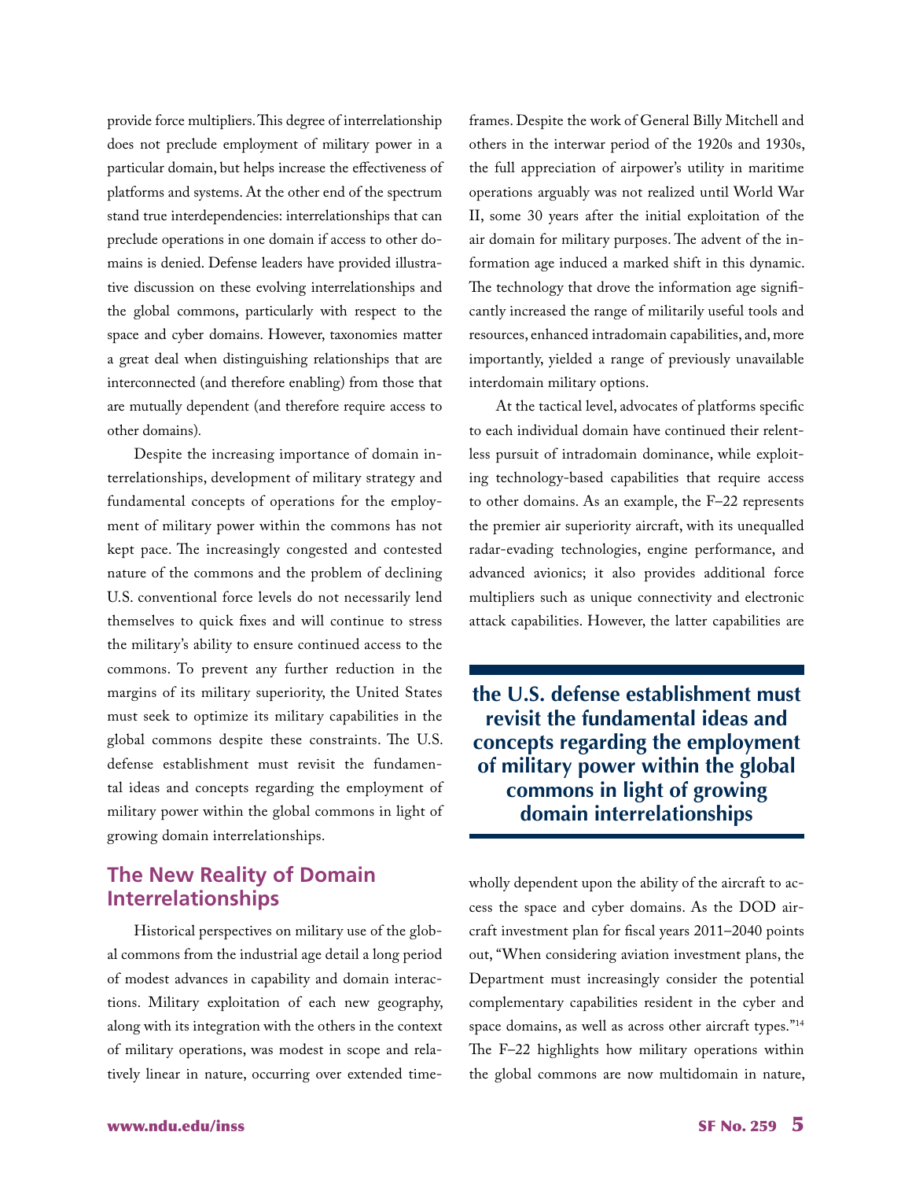provide force multipliers. This degree of interrelationship does not preclude employment of military power in a particular domain, but helps increase the effectiveness of platforms and systems. At the other end of the spectrum stand true interdependencies: interrelationships that can preclude operations in one domain if access to other domains is denied. Defense leaders have provided illustrative discussion on these evolving interrelationships and the global commons, particularly with respect to the space and cyber domains. However, taxonomies matter a great deal when distinguishing relationships that are interconnected (and therefore enabling) from those that are mutually dependent (and therefore require access to other domains).

Despite the increasing importance of domain interrelationships, development of military strategy and fundamental concepts of operations for the employment of military power within the commons has not kept pace. The increasingly congested and contested nature of the commons and the problem of declining U.S. conventional force levels do not necessarily lend themselves to quick fixes and will continue to stress the military's ability to ensure continued access to the commons. To prevent any further reduction in the margins of its military superiority, the United States must seek to optimize its military capabilities in the global commons despite these constraints. The U.S. defense establishment must revisit the fundamental ideas and concepts regarding the employment of military power within the global commons in light of growing domain interrelationships.

## The New Reality of Domain Interrelationships

Historical perspectives on military use of the global commons from the industrial age detail a long period of modest advances in capability and domain interactions. Military exploitation of each new geography, along with its integration with the others in the context of military operations, was modest in scope and relatively linear in nature, occurring over extended timeframes. Despite the work of General Billy Mitchell and others in the interwar period of the 1920s and 1930s, the full appreciation of airpower's utility in maritime operations arguably was not realized until World War II, some 30 years after the initial exploitation of the air domain for military purposes. The advent of the information age induced a marked shift in this dynamic. The technology that drove the information age significantly increased the range of militarily useful tools and resources, enhanced intradomain capabilities, and, more importantly, yielded a range of previously unavailable interdomain military options.

At the tactical level, advocates of platforms specific to each individual domain have continued their relentless pursuit of intradomain dominance, while exploiting technology-based capabilities that require access to other domains. As an example, the F–22 represents the premier air superiority aircraft, with its unequalled radar-evading technologies, engine performance, and advanced avionics; it also provides additional force multipliers such as unique connectivity and electronic attack capabilities. However, the latter capabilities are wholly dependent upon the ability of the aircraft to access the space and cyber domains. As the DOD aircraft investment plan for fiscal years 2011–2040 points out, "When considering aviation investment plans, the Department must increasingly consider the potential complementary capabilities resident in the cyber and space domains, as well as across other aircraft types."[14] The F–22 highlights how military operations within the global commons are now multidomain in nature,

**the U.S. defense establishment must revisit the fundamental ideas and concepts regarding the employment of military power within the global commons in light of growing domain interrelationships**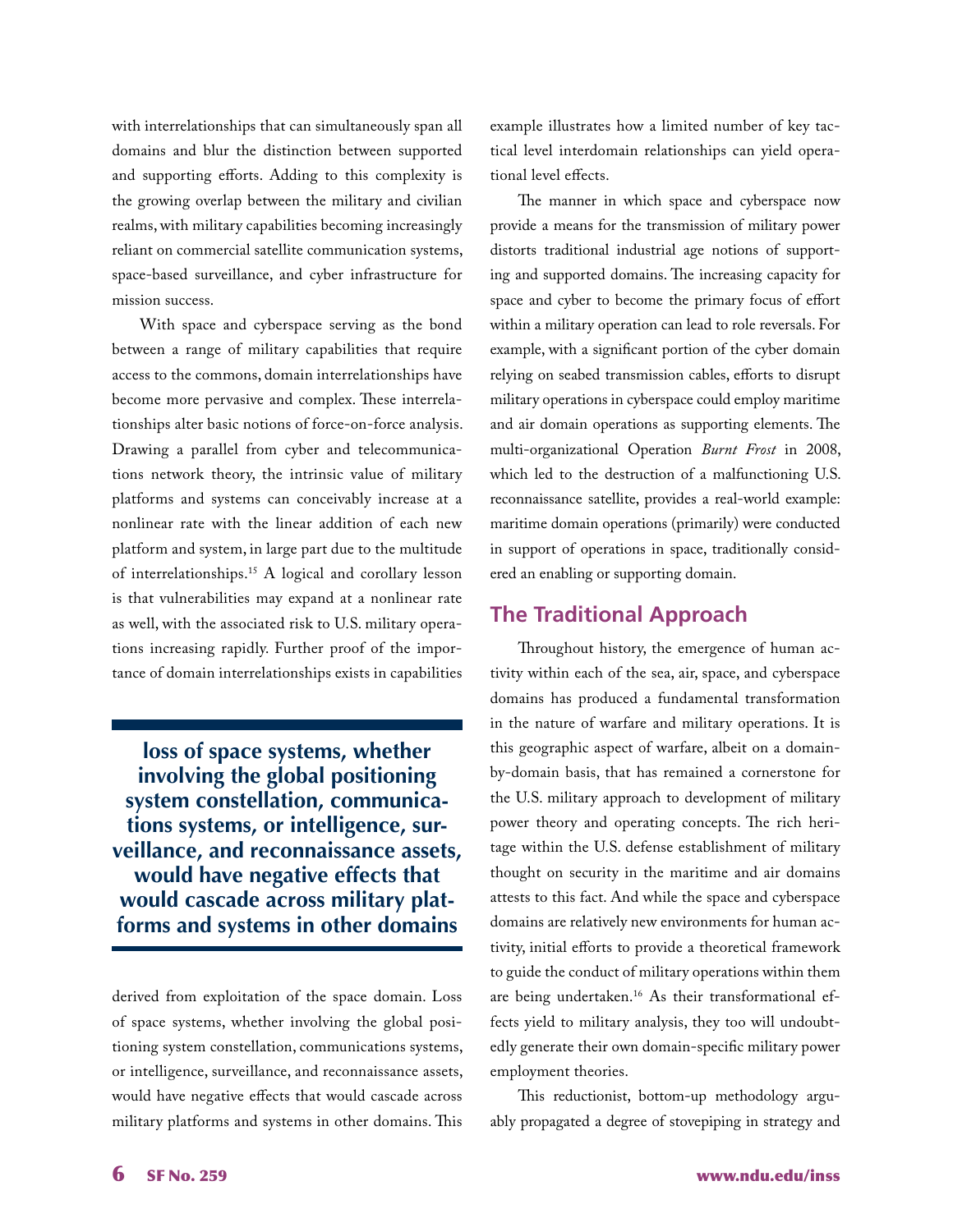with interrelationships that can simultaneously span all domains and blur the distinction between supported and supporting efforts. Adding to this complexity is the growing overlap between the military and civilian realms, with military capabilities becoming increasingly reliant on commercial satellite communication systems, space-based surveillance, and cyber infrastructure for mission success.

With space and cyberspace serving as the bond between a range of military capabilities that require access to the commons, domain interrelationships have become more pervasive and complex. These interrelationships alter basic notions of force-on-force analysis. Drawing a parallel from cyber and telecommunications network theory, the intrinsic value of military platforms and systems can conceivably increase at a nonlinear rate with the linear addition of each new platform and system, in large part due to the multitude of interrelationships.[15] A logical and corollary lesson is that vulnerabilities may expand at a nonlinear rate as well, with the associated risk to U.S. military operations increasing rapidly. Further proof of the importance of domain interrelationships exists in capabilities derived from exploitation of the space domain. Loss of space systems, whether involving the global positioning system constellation, communications systems, or intelligence, surveillance, and reconnaissance assets, would have negative effects that would cascade across military platforms and systems in other domains. This example illustrates how a limited number of key tactical level interdomain relationships can yield operational level effects.

> **loss of space systems, whether involving the global positioning system constellation, communications systems, or intelligence, surveillance, and reconnaissance assets, would have negative effects that would cascade across military platforms and systems in other domains**

The manner in which space and cyberspace now provide a means for the transmission of military power distorts traditional industrial age notions of supporting and supported domains. The increasing capacity for space and cyber to become the primary focus of effort within a military operation can lead to role reversals. For example, with a significant portion of the cyber domain relying on seabed transmission cables, efforts to disrupt military operations in cyberspace could employ maritime and air domain operations as supporting elements. The multi-organizational Operation *Burnt Frost* in 2008, which led to the destruction of a malfunctioning U.S. reconnaissance satellite, provides a real-world example: maritime domain operations (primarily) were conducted in support of operations in space, traditionally considered an enabling or supporting domain.

## The Traditional Approach

Throughout history, the emergence of human activity within each of the sea, air, space, and cyberspace domains has produced a fundamental transformation in the nature of warfare and military operations. It is this geographic aspect of warfare, albeit on a domain-by-domain basis, that has remained a cornerstone for the U.S. military approach to development of military power theory and operating concepts. The rich heritage within the U.S. defense establishment of military thought on security in the maritime and air domains attests to this fact. And while the space and cyberspace domains are relatively new environments for human activity, initial efforts to provide a theoretical framework to guide the conduct of military operations within them are being undertaken.[16] As their transformational effects yield to military analysis, they too will undoubtedly generate their own domain-specific military power employment theories.

This reductionist, bottom-up methodology arguably propagated a degree of stovepiping in strategy and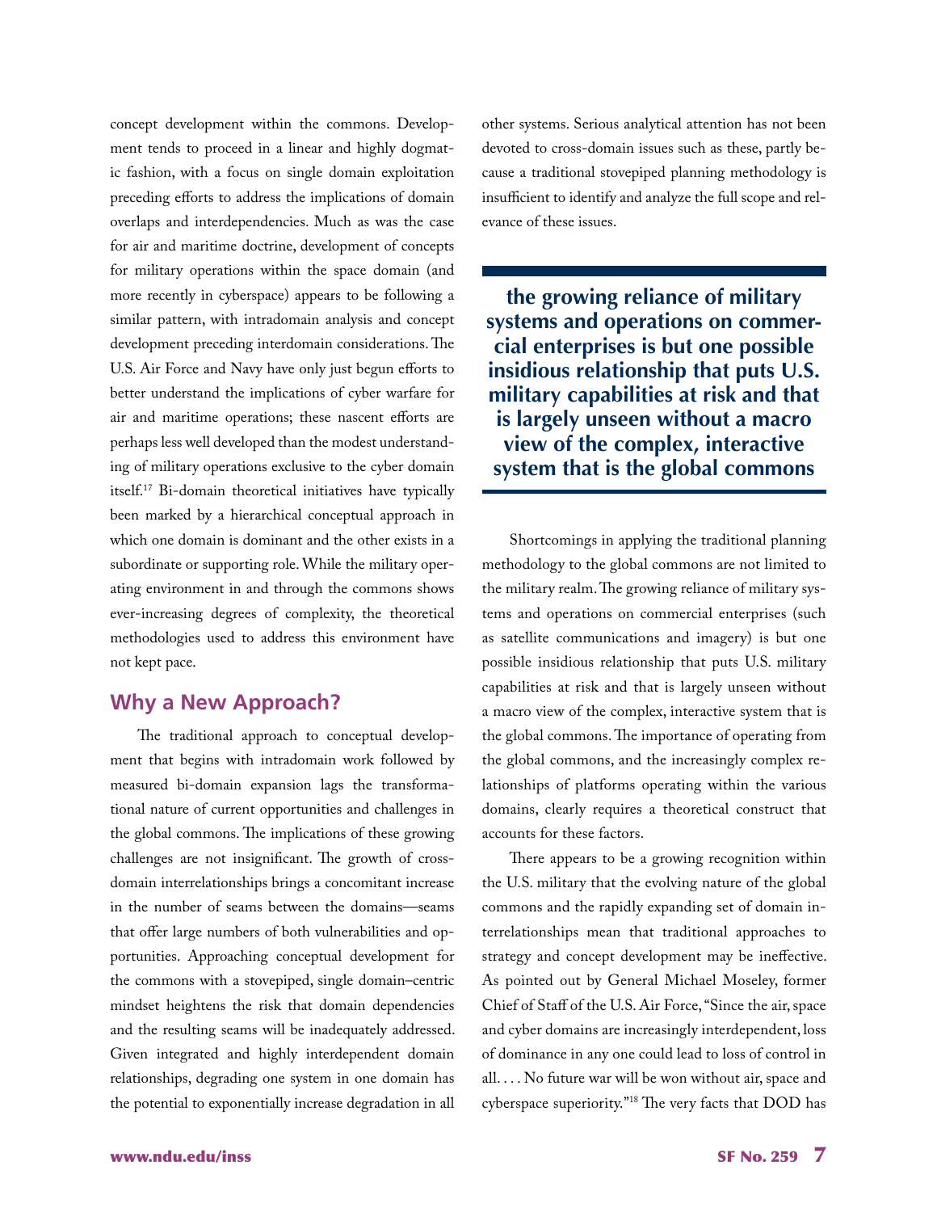concept development within the commons. Development tends to proceed in a linear and highly dogmatic fashion, with a focus on single domain exploitation preceding efforts to address the implications of domain overlaps and interdependencies. Much as was the case for air and maritime doctrine, development of concepts for military operations within the space domain (and more recently in cyberspace) appears to be following a similar pattern, with intradomain analysis and concept development preceding interdomain considerations. The U.S. Air Force and Navy have only just begun efforts to better understand the implications of cyber warfare for air and maritime operations; these nascent efforts are perhaps less well developed than the modest understanding of military operations exclusive to the cyber domain itself.[17] Bi-domain theoretical initiatives have typically been marked by a hierarchical conceptual approach in which one domain is dominant and the other exists in a subordinate or supporting role. While the military operating environment in and through the commons shows ever-increasing degrees of complexity, the theoretical methodologies used to address this environment have not kept pace.

## Why a New Approach?

The traditional approach to conceptual development that begins with intradomain work followed by measured bi-domain expansion lags the transformational nature of current opportunities and challenges in the global commons. The implications of these growing challenges are not insignificant. The growth of cross-domain interrelationships brings a concomitant increase in the number of seams between the domains—seams that offer large numbers of both vulnerabilities and opportunities. Approaching conceptual development for the commons with a stovepiped, single domain–centric mindset heightens the risk that domain dependencies and the resulting seams will be inadequately addressed. Given integrated and highly interdependent domain relationships, degrading one system in one domain has the potential to exponentially increase degradation in all other systems. Serious analytical attention has not been devoted to cross-domain issues such as these, partly because a traditional stovepiped planning methodology is insufficient to identify and analyze the full scope and relevance of these issues.

**the growing reliance of military systems and operations on commercial enterprises is but one possible insidious relationship that puts U.S. military capabilities at risk and that is largely unseen without a macro view of the complex, interactive system that is the global commons**

Shortcomings in applying the traditional planning methodology to the global commons are not limited to the military realm. The growing reliance of military systems and operations on commercial enterprises (such as satellite communications and imagery) is but one possible insidious relationship that puts U.S. military capabilities at risk and that is largely unseen without a macro view of the complex, interactive system that is the global commons. The importance of operating from the global commons, and the increasingly complex relationships of platforms operating within the various domains, clearly requires a theoretical construct that accounts for these factors.

There appears to be a growing recognition within the U.S. military that the evolving nature of the global commons and the rapidly expanding set of domain interrelationships mean that traditional approaches to strategy and concept development may be ineffective. As pointed out by General Michael Moseley, former Chief of Staff of the U.S. Air Force, "Since the air, space and cyber domains are increasingly interdependent, loss of dominance in any one could lead to loss of control in all. . . . No future war will be won without air, space and cyberspace superiority."[18] The very facts that DOD has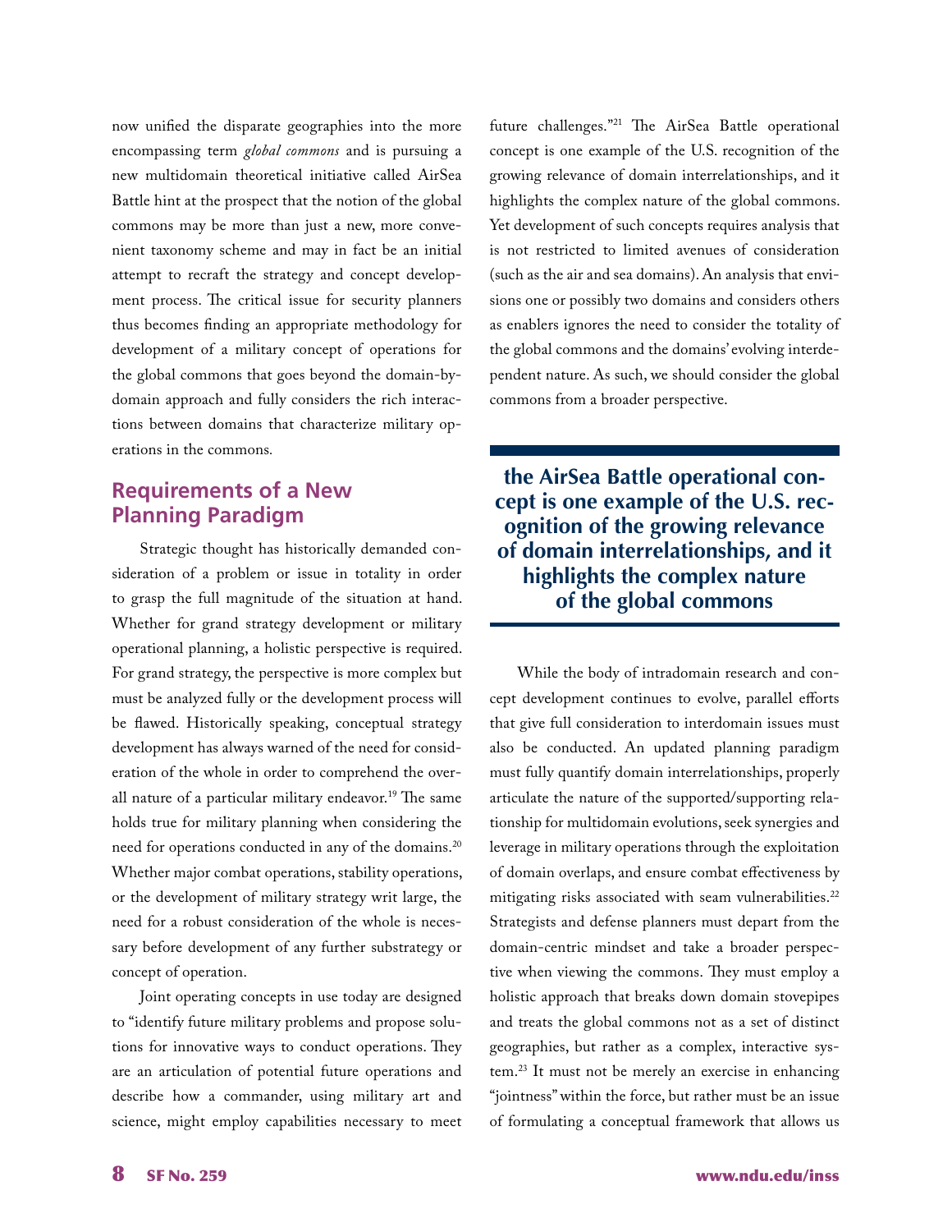now unified the disparate geographies into the more encompassing term *global commons* and is pursuing a new multidomain theoretical initiative called AirSea Battle hint at the prospect that the notion of the global commons may be more than just a new, more convenient taxonomy scheme and may in fact be an initial attempt to recraft the strategy and concept development process. The critical issue for security planners thus becomes finding an appropriate methodology for development of a military concept of operations for the global commons that goes beyond the domain-by-domain approach and fully considers the rich interactions between domains that characterize military operations in the commons.

## Requirements of a New Planning Paradigm

Strategic thought has historically demanded consideration of a problem or issue in totality in order to grasp the full magnitude of the situation at hand. Whether for grand strategy development or military operational planning, a holistic perspective is required. For grand strategy, the perspective is more complex but must be analyzed fully or the development process will be flawed. Historically speaking, conceptual strategy development has always warned of the need for consideration of the whole in order to comprehend the overall nature of a particular military endeavor.[19] The same holds true for military planning when considering the need for operations conducted in any of the domains.[20] Whether major combat operations, stability operations, or the development of military strategy writ large, the need for a robust consideration of the whole is necessary before development of any further substrategy or concept of operation.

Joint operating concepts in use today are designed to "identify future military problems and propose solutions for innovative ways to conduct operations. They are an articulation of potential future operations and describe how a commander, using military art and science, might employ capabilities necessary to meet future challenges."[21] The AirSea Battle operational concept is one example of the U.S. recognition of the growing relevance of domain interrelationships, and it highlights the complex nature of the global commons. Yet development of such concepts requires analysis that is not restricted to limited avenues of consideration (such as the air and sea domains). An analysis that envisions one or possibly two domains and considers others as enablers ignores the need to consider the totality of the global commons and the domains' evolving interdependent nature. As such, we should consider the global commons from a broader perspective.

**the AirSea Battle operational concept is one example of the U.S. recognition of the growing relevance of domain interrelationships, and it highlights the complex nature of the global commons**

While the body of intradomain research and concept development continues to evolve, parallel efforts that give full consideration to interdomain issues must also be conducted. An updated planning paradigm must fully quantify domain interrelationships, properly articulate the nature of the supported/supporting relationship for multidomain evolutions, seek synergies and leverage in military operations through the exploitation of domain overlaps, and ensure combat effectiveness by mitigating risks associated with seam vulnerabilities.[22] Strategists and defense planners must depart from the domain-centric mindset and take a broader perspective when viewing the commons. They must employ a holistic approach that breaks down domain stovepipes and treats the global commons not as a set of distinct geographies, but rather as a complex, interactive system.[23] It must not be merely an exercise in enhancing "jointness" within the force, but rather must be an issue of formulating a conceptual framework that allows us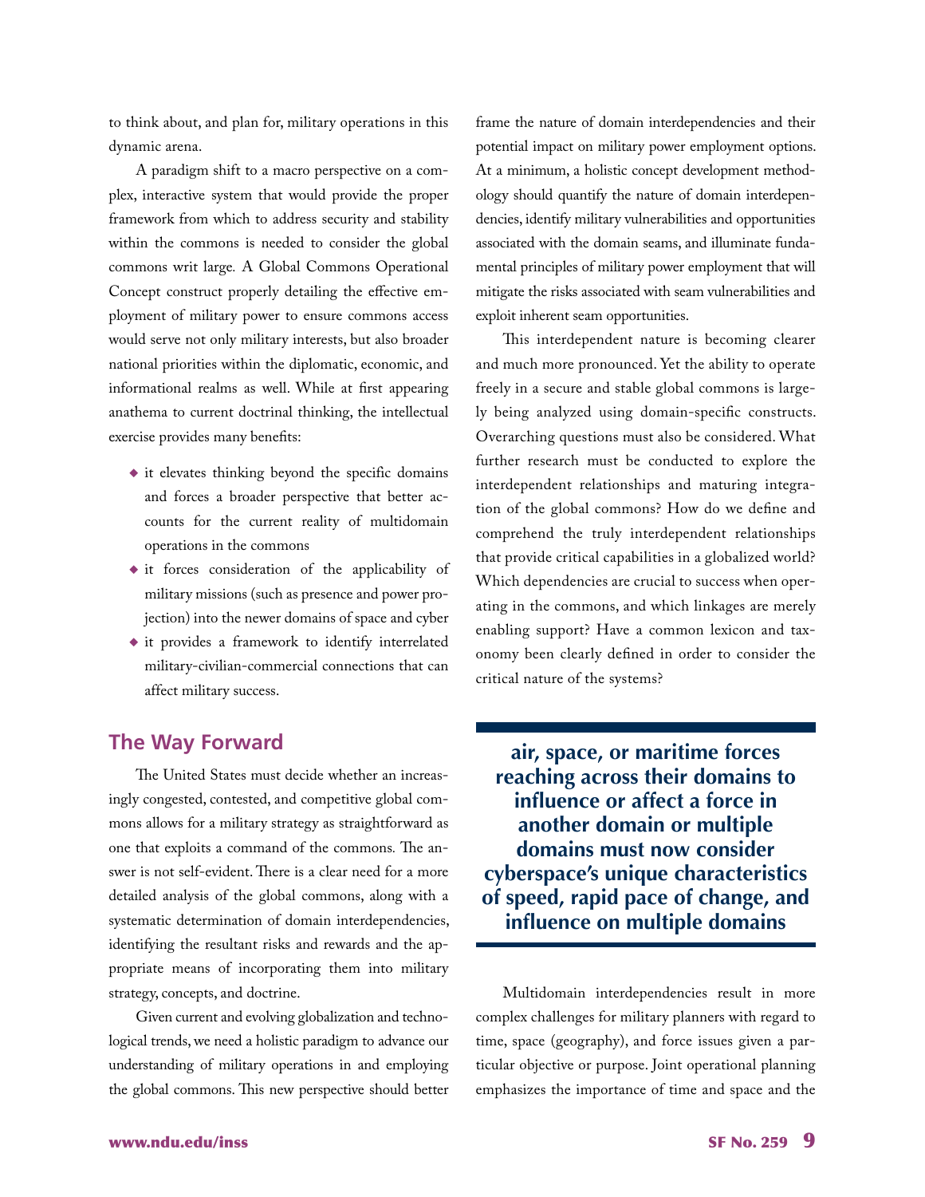to think about, and plan for, military operations in this dynamic arena.

A paradigm shift to a macro perspective on a complex, interactive system that would provide the proper framework from which to address security and stability within the commons is needed to consider the global commons writ large. A Global Commons Operational Concept construct properly detailing the effective employment of military power to ensure commons access would serve not only military interests, but also broader national priorities within the diplomatic, economic, and informational realms as well. While at first appearing anathema to current doctrinal thinking, the intellectual exercise provides many benefits:

- it elevates thinking beyond the specific domains and forces a broader perspective that better accounts for the current reality of multidomain operations in the commons
- it forces consideration of the applicability of military missions (such as presence and power projection) into the newer domains of space and cyber
- it provides a framework to identify interrelated military-civilian-commercial connections that can affect military success.

## The Way Forward

The United States must decide whether an increasingly congested, contested, and competitive global commons allows for a military strategy as straightforward as one that exploits a command of the commons. The answer is not self-evident. There is a clear need for a more detailed analysis of the global commons, along with a systematic determination of domain interdependencies, identifying the resultant risks and rewards and the appropriate means of incorporating them into military strategy, concepts, and doctrine.

Given current and evolving globalization and technological trends, we need a holistic paradigm to advance our understanding of military operations in and employing the global commons. This new perspective should better frame the nature of domain interdependencies and their potential impact on military power employment options. At a minimum, a holistic concept development methodology should quantify the nature of domain interdependencies, identify military vulnerabilities and opportunities associated with the domain seams, and illuminate fundamental principles of military power employment that will mitigate the risks associated with seam vulnerabilities and exploit inherent seam opportunities.

This interdependent nature is becoming clearer and much more pronounced. Yet the ability to operate freely in a secure and stable global commons is largely being analyzed using domain-specific constructs. Overarching questions must also be considered. What further research must be conducted to explore the interdependent relationships and maturing integration of the global commons? How do we define and comprehend the truly interdependent relationships that provide critical capabilities in a globalized world? Which dependencies are crucial to success when operating in the commons, and which linkages are merely enabling support? Have a common lexicon and taxonomy been clearly defined in order to consider the critical nature of the systems?

**air, space, or maritime forces reaching across their domains to influence or affect a force in another domain or multiple domains must now consider cyberspace's unique characteristics of speed, rapid pace of change, and influence on multiple domains**

Multidomain interdependencies result in more complex challenges for military planners with regard to time, space (geography), and force issues given a particular objective or purpose. Joint operational planning emphasizes the importance of time and space and the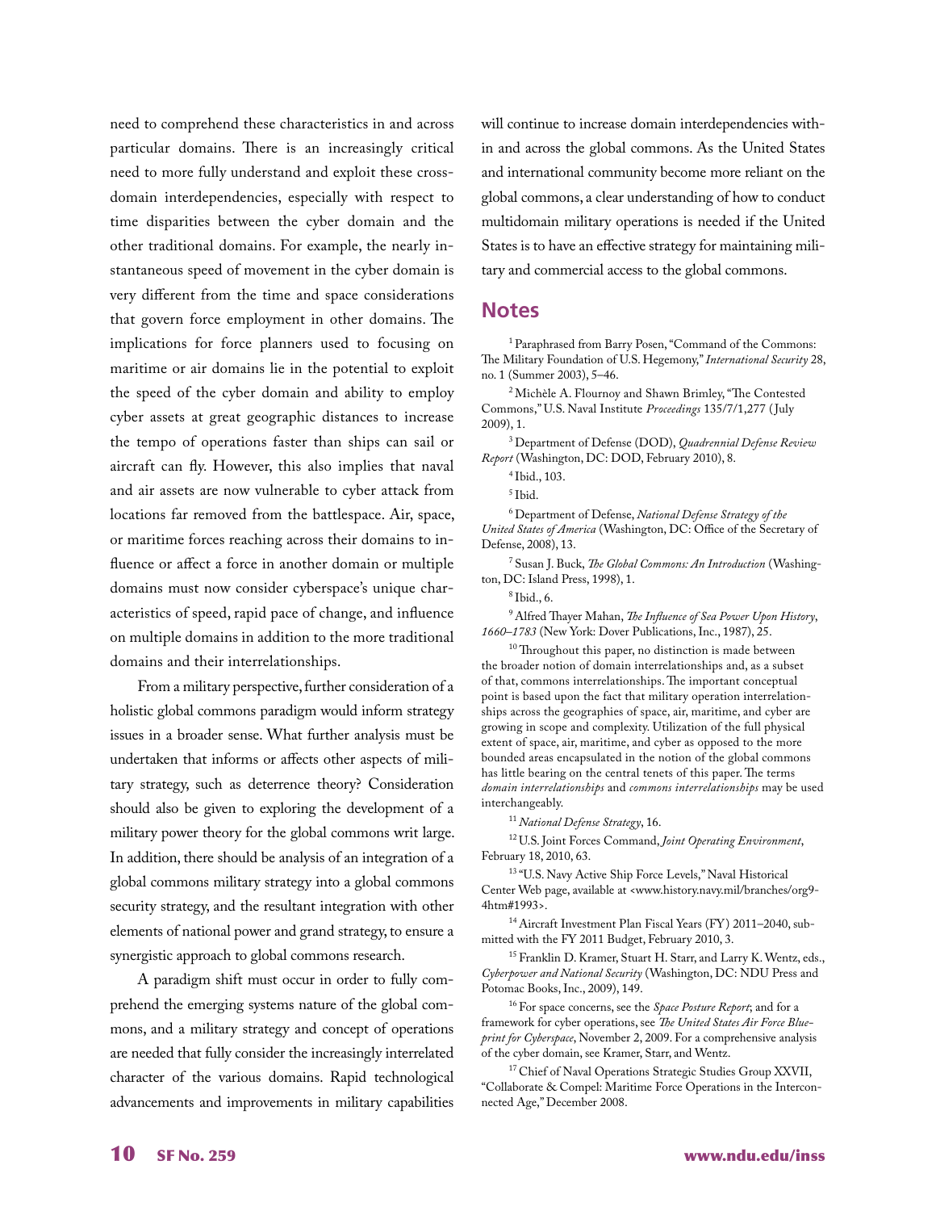need to comprehend these characteristics in and across particular domains. There is an increasingly critical need to more fully understand and exploit these cross-domain interdependencies, especially with respect to time disparities between the cyber domain and the other traditional domains. For example, the nearly instantaneous speed of movement in the cyber domain is very different from the time and space considerations that govern force employment in other domains. The implications for force planners used to focusing on maritime or air domains lie in the potential to exploit the speed of the cyber domain and ability to employ cyber assets at great geographic distances to increase the tempo of operations faster than ships can sail or aircraft can fly. However, this also implies that naval and air assets are now vulnerable to cyber attack from locations far removed from the battlespace. Air, space, or maritime forces reaching across their domains to influence or affect a force in another domain or multiple domains must now consider cyberspace's unique characteristics of speed, rapid pace of change, and influence on multiple domains in addition to the more traditional domains and their interrelationships.

From a military perspective, further consideration of a holistic global commons paradigm would inform strategy issues in a broader sense. What further analysis must be undertaken that informs or affects other aspects of military strategy, such as deterrence theory? Consideration should also be given to exploring the development of a military power theory for the global commons writ large. In addition, there should be analysis of an integration of a global commons military strategy into a global commons security strategy, and the resultant integration with other elements of national power and grand strategy, to ensure a synergistic approach to global commons research.

A paradigm shift must occur in order to fully comprehend the emerging systems nature of the global commons, and a military strategy and concept of operations are needed that fully consider the increasingly interrelated character of the various domains. Rapid technological advancements and improvements in military capabilities will continue to increase domain interdependencies within and across the global commons. As the United States and international community become more reliant on the global commons, a clear understanding of how to conduct multidomain military operations is needed if the United States is to have an effective strategy for maintaining military and commercial access to the global commons.

## Notes

[1] Paraphrased from Barry Posen, "Command of the Commons: The Military Foundation of U.S. Hegemony," *International Security* 28, no. 1 (Summer 2003), 5–46.

[2] Michèle A. Flournoy and Shawn Brimley, "The Contested Commons," U.S. Naval Institute *Proceedings* 135/7/1,277 (July 2009), 1.

[3] Department of Defense (DOD), *Quadrennial Defense Review Report* (Washington, DC: DOD, February 2010), 8.

[4] Ibid., 103.

[5] Ibid.

[6] Department of Defense, *National Defense Strategy of the United States of America* (Washington, DC: Office of the Secretary of Defense, 2008), 13.

[7] Susan J. Buck, *The Global Commons: An Introduction* (Washington, DC: Island Press, 1998), 1.

[8] Ibid., 6.

[9] Alfred Thayer Mahan, *The Influence of Sea Power Upon History, 1660–1783* (New York: Dover Publications, Inc., 1987), 25.

[10] Throughout this paper, no distinction is made between the broader notion of domain interrelationships and, as a subset of that, commons interrelationships. The important conceptual point is based upon the fact that military operation interrelationships across the geographies of space, air, maritime, and cyber are growing in scope and complexity. Utilization of the full physical extent of space, air, maritime, and cyber as opposed to the more bounded areas encapsulated in the notion of the global commons has little bearing on the central tenets of this paper. The terms *domain interrelationships* and *commons interrelationships* may be used interchangeably.

[11] *National Defense Strategy*, 16.

[12] U.S. Joint Forces Command, *Joint Operating Environment*, February 18, 2010, 63.

[13] "U.S. Navy Active Ship Force Levels," Naval Historical Center Web page, available at <www.history.navy.mil/branches/org9-4htm#1993>.

[14] Aircraft Investment Plan Fiscal Years (FY) 2011–2040, submitted with the FY 2011 Budget, February 2010, 3.

[15] Franklin D. Kramer, Stuart H. Starr, and Larry K. Wentz, eds., *Cyberpower and National Security* (Washington, DC: NDU Press and Potomac Books, Inc., 2009), 149.

[16] For space concerns, see the *Space Posture Report*; and for a framework for cyber operations, see *The United States Air Force Blueprint for Cyberspace*, November 2, 2009. For a comprehensive analysis of the cyber domain, see Kramer, Starr, and Wentz.

[17] Chief of Naval Operations Strategic Studies Group XXVII, "Collaborate & Compel: Maritime Force Operations in the Interconnected Age," December 2008.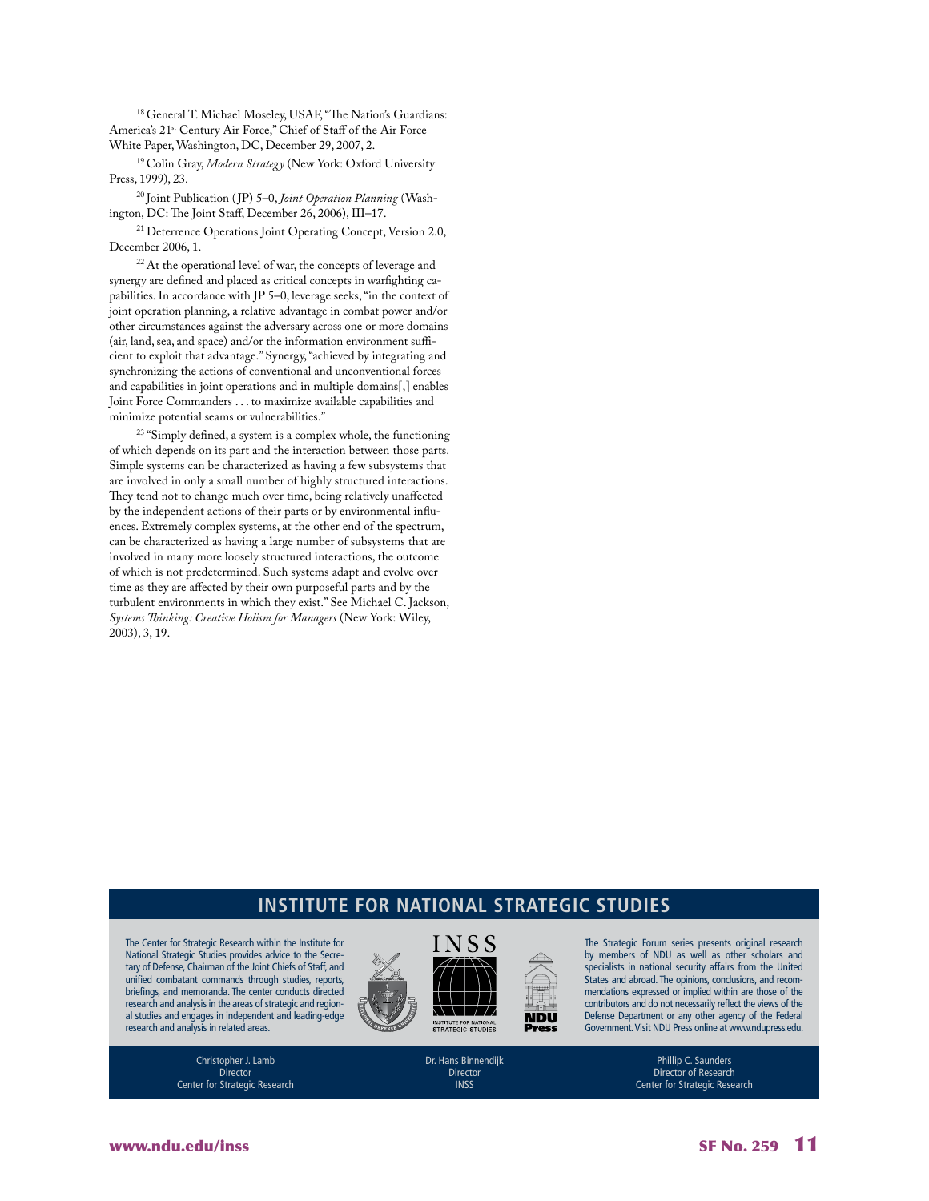[18] General T. Michael Moseley, USAF, "The Nation's Guardians: America's 21[st] Century Air Force," Chief of Staff of the Air Force White Paper, Washington, DC, December 29, 2007, 2.

[19] Colin Gray, *Modern Strategy* (New York: Oxford University Press, 1999), 23.

[20] Joint Publication (JP) 5–0, *Joint Operation Planning* (Washington, DC: The Joint Staff, December 26, 2006), III–17.

[21] Deterrence Operations Joint Operating Concept, Version 2.0, December 2006, 1.

[22] At the operational level of war, the concepts of leverage and synergy are defined and placed as critical concepts in warfighting capabilities. In accordance with JP 5–0, leverage seeks, "in the context of joint operation planning, a relative advantage in combat power and/or other circumstances against the adversary across one or more domains (air, land, sea, and space) and/or the information environment sufficient to exploit that advantage." Synergy, "achieved by integrating and synchronizing the actions of conventional and unconventional forces and capabilities in joint operations and in multiple domains[,] enables Joint Force Commanders . . . to maximize available capabilities and minimize potential seams or vulnerabilities."

[23] "Simply defined, a system is a complex whole, the functioning of which depends on its part and the interaction between those parts. Simple systems can be characterized as having a few subsystems that are involved in only a small number of highly structured interactions. They tend not to change much over time, being relatively unaffected by the independent actions of their parts or by environmental influences. Extremely complex systems, at the other end of the spectrum, can be characterized as having a large number of subsystems that are involved in many more loosely structured interactions, the outcome of which is not predetermined. Such systems adapt and evolve over time as they are affected by their own purposeful parts and by the turbulent environments in which they exist." See Michael C. Jackson, *Systems Thinking: Creative Holism for Managers* (New York: Wiley, 2003), 3, 19.

## INSTITUTE FOR NATIONAL STRATEGIC STUDIES

The Center for Strategic Research within the Institute for National Strategic Studies provides advice to the Secretary of Defense, Chairman of the Joint Chiefs of Staff, and unified combatant commands through studies, reports, briefings, and memoranda. The center conducts directed research and analysis in the areas of strategic and regional studies and engages in independent and leading-edge research and analysis in related areas.

The Strategic Forum series presents original research by members of NDU as well as other scholars and specialists in national security affairs from the United States and abroad. The opinions, conclusions, and recommendations expressed or implied within are those of the contributors and do not necessarily reflect the views of the Defense Department or any other agency of the Federal Government. Visit NDU Press online at www.ndupress.edu.

Christopher J. Lamb
Director
Center for Strategic Research

Dr. Hans Binnendijk
Director
INSS

Phillip C. Saunders
Director of Research
Center for Strategic Research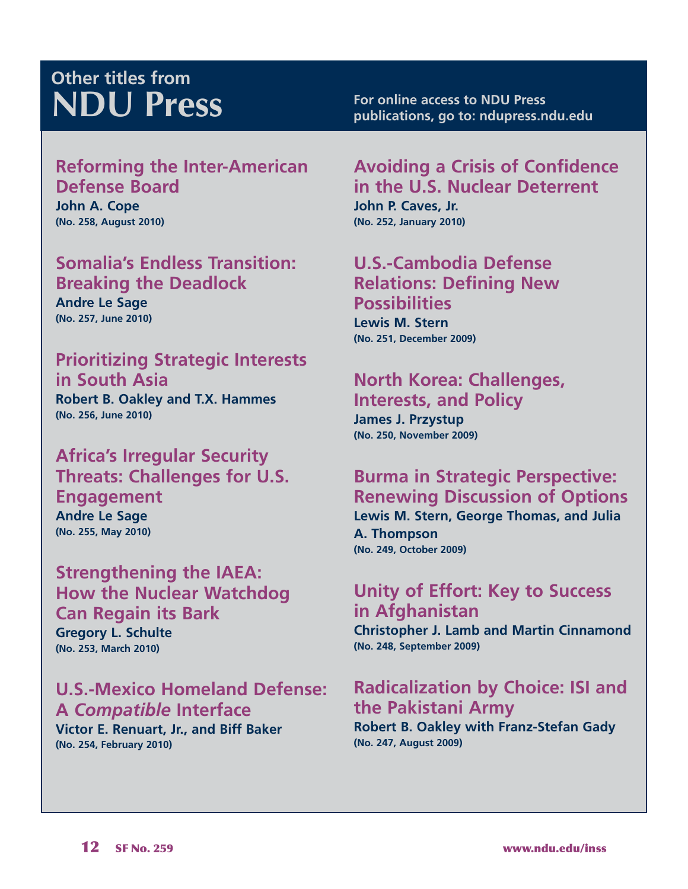## Other titles from NDU Press

For online access to NDU Press publications, go to: ndupress.ndu.edu

### Reforming the Inter-American Defense Board
**John A. Cope**
**(No. 258, August 2010)**

### Somalia's Endless Transition: Breaking the Deadlock
**Andre Le Sage**
**(No. 257, June 2010)**

### Prioritizing Strategic Interests in South Asia
**Robert B. Oakley and T.X. Hammes**
**(No. 256, June 2010)**

### Africa's Irregular Security Threats: Challenges for U.S. Engagement
**Andre Le Sage**
**(No. 255, May 2010)**

### Strengthening the IAEA: How the Nuclear Watchdog Can Regain its Bark
**Gregory L. Schulte**
**(No. 253, March 2010)**

### U.S.-Mexico Homeland Defense: A *Compatible* Interface
**Victor E. Renuart, Jr., and Biff Baker**
**(No. 254, February 2010)**

### Avoiding a Crisis of Confidence in the U.S. Nuclear Deterrent
**John P. Caves, Jr.**
**(No. 252, January 2010)**

### U.S.-Cambodia Defense Relations: Defining New Possibilities
**Lewis M. Stern**
**(No. 251, December 2009)**

### North Korea: Challenges, Interests, and Policy
**James J. Przystup**
**(No. 250, November 2009)**

### Burma in Strategic Perspective: Renewing Discussion of Options
**Lewis M. Stern, George Thomas, and Julia A. Thompson**
**(No. 249, October 2009)**

### Unity of Effort: Key to Success in Afghanistan
**Christopher J. Lamb and Martin Cinnamond**
**(No. 248, September 2009)**

### Radicalization by Choice: ISI and the Pakistani Army
**Robert B. Oakley with Franz-Stefan Gady**
**(No. 247, August 2009)**